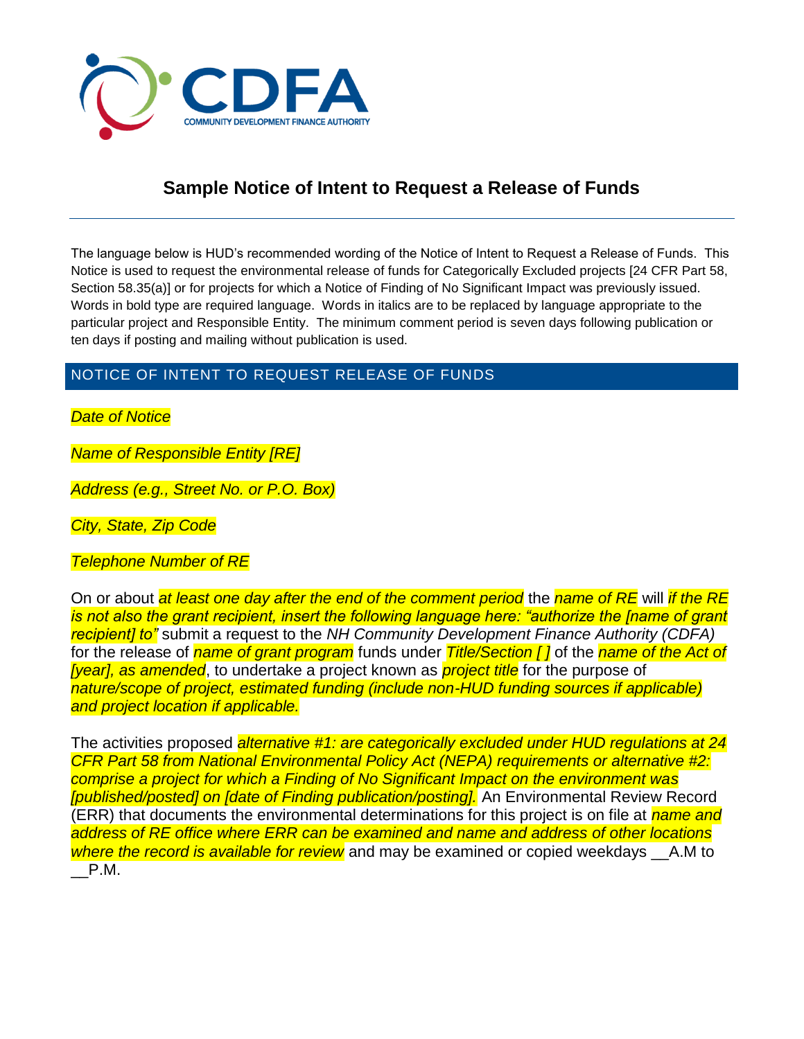CDFA
COMMUNITY DEVELOPMENT FINANCE AUTHORITY

# Sample Notice of Intent to Request a Release of Funds

The language below is HUD's recommended wording of the Notice of Intent to Request a Release of Funds. This Notice is used to request the environmental release of funds for Categorically Excluded projects [24 CFR Part 58, Section 58.35(a)] or for projects for which a Notice of Finding of No Significant Impact was previously issued. Words in bold type are required language. Words in italics are to be replaced by language appropriate to the particular project and Responsible Entity. The minimum comment period is seven days following publication or ten days if posting and mailing without publication is used.

## NOTICE OF INTENT TO REQUEST RELEASE OF FUNDS

*Date of Notice*

*Name of Responsible Entity [RE]*

*Address (e.g., Street No. or P.O. Box)*

*City, State, Zip Code*

*Telephone Number of RE*

On or about *at least one day after the end of the comment period* the *name of RE* will *if the RE is not also the grant recipient, insert the following language here: "authorize the [name of grant recipient] to"* submit a request to the *NH Community Development Finance Authority (CDFA)* for the release of *name of grant program* funds under *Title/Section [ ]* of the *name of the Act of [year], as amended*, to undertake a project known as *project title* for the purpose of *nature/scope of project, estimated funding (include non-HUD funding sources if applicable) and project location if applicable.*

The activities proposed *alternative #1: are categorically excluded under HUD regulations at 24 CFR Part 58 from National Environmental Policy Act (NEPA) requirements or alternative #2: comprise a project for which a Finding of No Significant Impact on the environment was [published/posted] on [date of Finding publication/posting].* An Environmental Review Record (ERR) that documents the environmental determinations for this project is on file at *name and address of RE office where ERR can be examined and name and address of other locations where the record is available for review* and may be examined or copied weekdays __A.M to __P.M.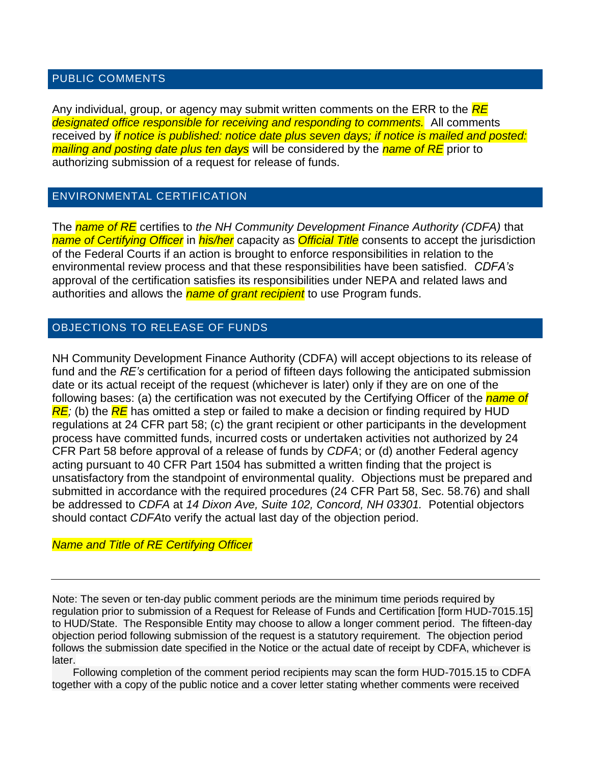## PUBLIC COMMENTS

Any individual, group, or agency may submit written comments on the ERR to the *RE designated office responsible for receiving and responding to comments.* All comments received by *if notice is published: notice date plus seven days; if notice is mailed and posted: mailing and posting date plus ten days* will be considered by the *name of RE* prior to authorizing submission of a request for release of funds.

## ENVIRONMENTAL CERTIFICATION

The *name of RE* certifies to *the NH Community Development Finance Authority (CDFA)* that *name of Certifying Officer* in *his/her* capacity as *Official Title* consents to accept the jurisdiction of the Federal Courts if an action is brought to enforce responsibilities in relation to the environmental review process and that these responsibilities have been satisfied. *CDFA's* approval of the certification satisfies its responsibilities under NEPA and related laws and authorities and allows the *name of grant recipient* to use Program funds.

## OBJECTIONS TO RELEASE OF FUNDS

NH Community Development Finance Authority (CDFA) will accept objections to its release of fund and the *RE's* certification for a period of fifteen days following the anticipated submission date or its actual receipt of the request (whichever is later) only if they are on one of the following bases: (a) the certification was not executed by the Certifying Officer of the *name of RE;* (b) the *RE* has omitted a step or failed to make a decision or finding required by HUD regulations at 24 CFR part 58; (c) the grant recipient or other participants in the development process have committed funds, incurred costs or undertaken activities not authorized by 24 CFR Part 58 before approval of a release of funds by *CDFA*; or (d) another Federal agency acting pursuant to 40 CFR Part 1504 has submitted a written finding that the project is unsatisfactory from the standpoint of environmental quality. Objections must be prepared and submitted in accordance with the required procedures (24 CFR Part 58, Sec. 58.76) and shall be addressed to *CDFA* at *14 Dixon Ave, Suite 102, Concord, NH 03301.* Potential objectors should contact *CDFA*to verify the actual last day of the objection period.

*Name and Title of RE Certifying Officer*

---

Note: The seven or ten-day public comment periods are the minimum time periods required by regulation prior to submission of a Request for Release of Funds and Certification [form HUD-7015.15] to HUD/State. The Responsible Entity may choose to allow a longer comment period. The fifteen-day objection period following submission of the request is a statutory requirement. The objection period follows the submission date specified in the Notice or the actual date of receipt by CDFA, whichever is later.

Following completion of the comment period recipients may scan the form HUD-7015.15 to CDFA together with a copy of the public notice and a cover letter stating whether comments were received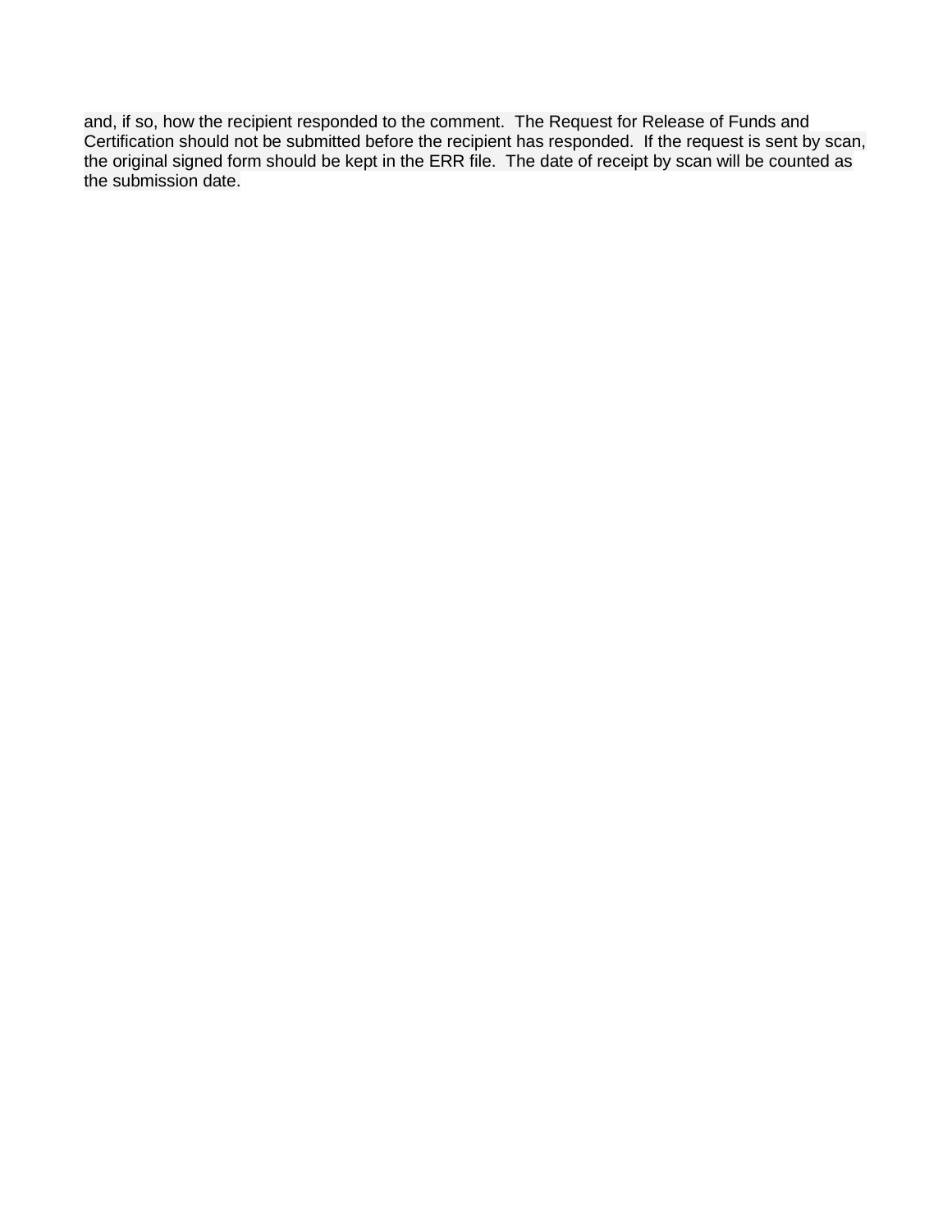and, if so, how the recipient responded to the comment.  The Request for Release of Funds and Certification should not be submitted before the recipient has responded.  If the request is sent by scan, the original signed form should be kept in the ERR file.  The date of receipt by scan will be counted as the submission date.